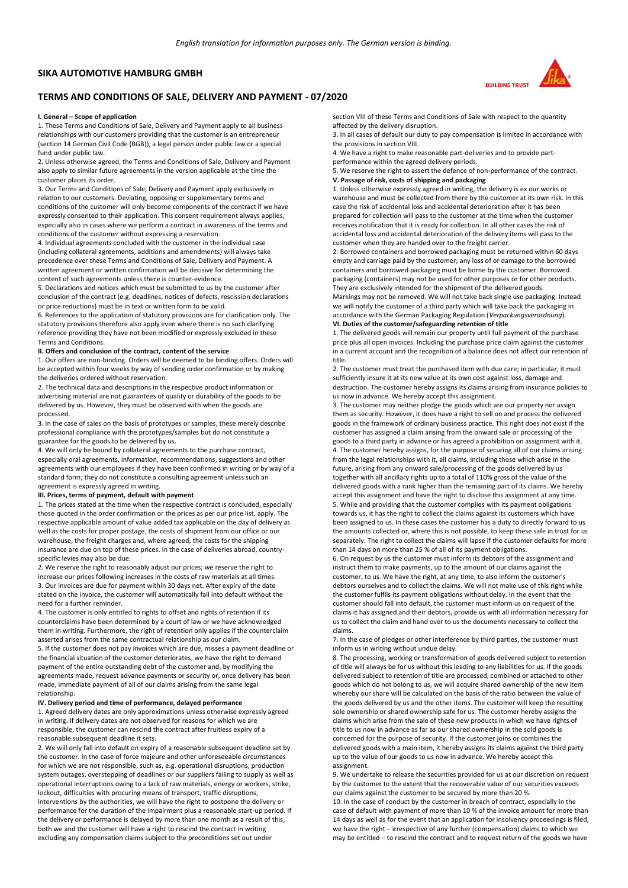*English translation for information purposes only. The German version is binding.*

# SIKA AUTOMOTIVE HAMBURG GMBH

## TERMS AND CONDITIONS OF SALE, DELIVERY AND PAYMENT - 07/2020

### I. General – Scope of application

1. These Terms and Conditions of Sale, Delivery and Payment apply to all business relationships with our customers providing that the customer is an entrepreneur (section 14 German Civil Code (BGB)), a legal person under public law or a special fund under public law.

2. Unless otherwise agreed, the Terms and Conditions of Sale, Delivery and Payment also apply to similar future agreements in the version applicable at the time the customer places its order.

3. Our Terms and Conditions of Sale, Delivery and Payment apply exclusively in relation to our customers. Deviating, opposing or supplementary terms and conditions of the customer will only become components of the contract if we have expressly consented to their application. This consent requirement always applies, especially also in cases where we perform a contract in awareness of the terms and conditions of the customer without expressing a reservation.

4. Individual agreements concluded with the customer in the individual case (including collateral agreements, additions and amendments) will always take precedence over these Terms and Conditions of Sale, Delivery and Payment. A written agreement or written confirmation will be decisive for determining the content of such agreements unless there is counter-evidence.

5. Declarations and notices which must be submitted to us by the customer after conclusion of the contract (e.g. deadlines, notices of defects, rescission declarations or price reductions) must be in text or written form to be valid.

6. References to the application of statutory provisions are for clarification only. The statutory provisions therefore also apply even where there is no such clarifying reference providing they have not been modified or expressly excluded in these Terms and Conditions.

### II. Offers and conclusion of the contract, content of the service

1. Our offers are non-binding. Orders will be deemed to be binding offers. Orders will be accepted within four weeks by way of sending order confirmation or by making the deliveries ordered without reservation.

2. The technical data and descriptions in the respective product information or advertising material are not guarantees of quality or durability of the goods to be delivered by us. However, they must be observed with when the goods are processed.

3. In the case of sales on the basis of prototypes or samples, these merely describe professional compliance with the prototypes/samples but do not constitute a guarantee for the goods to be delivered by us.

4. We will only be bound by collateral agreements to the purchase contract, especially oral agreements, information, recommendations, suggestions and other agreements with our employees if they have been confirmed in writing or by way of a standard form; they do not constitute a consulting agreement unless such an agreement is expressly agreed in writing.

### III. Prices, terms of payment, default with payment

1. The prices stated at the time when the respective contract is concluded, especially those quoted in the order confirmation or the prices as per our price list, apply. The respective applicable amount of value added tax applicable on the day of delivery as well as the costs for proper postage, the costs of shipment from our office or our warehouse, the freight charges and, where agreed, the costs for the shipping insurance are due on top of these prices. In the case of deliveries abroad, country-specific levies may also be due.

2. We reserve the right to reasonably adjust our prices; we reserve the right to increase our prices following increases in the costs of raw materials at all times.

3. Our invoices are due for payment within 30 days net. After expiry of the date stated on the invoice, the customer will automatically fall into default without the need for a further reminder.

4. The customer is only entitled to rights to offset and rights of retention if its counterclaims have been determined by a court of law or we have acknowledged them in writing. Furthermore, the right of retention only applies if the counterclaim asserted arises from the same contractual relationship as our claim.

5. If the customer does not pay invoices which are due, misses a payment deadline or the financial situation of the customer deteriorates, we have the right to demand payment of the entire outstanding debt of the customer and, by modifying the agreements made, request advance payments or security or, once delivery has been made, immediate payment of all of our claims arising from the same legal relationship.

### IV. Delivery period and time of performance, delayed performance

1. Agreed delivery dates are only approximations unless otherwise expressly agreed in writing. If delivery dates are not observed for reasons for which we are responsible, the customer can rescind the contract after fruitless expiry of a reasonable subsequent deadline it sets.

2. We will only fall into default on expiry of a reasonable subsequent deadline set by the customer. In the case of force majeure and other unforeseeable circumstances for which we are not responsible, such as, e.g. operational disruptions, production system outages, overstepping of deadlines or our suppliers failing to supply as well as operational interruptions owing to a lack of raw materials, energy or workers, strike, lockout, difficulties with procuring means of transport, traffic disruptions, interventions by the authorities, we will have the right to postpone the delivery or performance for the duration of the impairment plus a reasonable start-up period. If the delivery or performance is delayed by more than one month as a result of this, both we and the customer will have a right to rescind the contract in writing excluding any compensation claims subject to the preconditions set out under section VIII of these Terms and Conditions of Sale with respect to the quantity affected by the delivery disruption.

3. In all cases of default our duty to pay compensation is limited in accordance with the provisions in section VIII.

4. We have a right to make reasonable part-deliveries and to provide part-performance within the agreed delivery periods.

5. We reserve the right to assert the defence of non-performance of the contract.

### V. Passage of risk, costs of shipping and packaging

1. Unless otherwise expressly agreed in writing, the delivery is ex our works or warehouse and must be collected from there by the customer at its own risk. In this case the risk of accidental loss and accidental deterioration after it has been prepared for collection will pass to the customer at the time when the customer receives notification that it is ready for collection. In all other cases the risk of accidental loss and accidental deterioration of the delivery items will pass to the customer when they are handed over to the freight carrier.

2. Borrowed containers and borrowed packaging must be returned within 60 days empty and carriage paid by the customer; any loss of or damage to the borrowed containers and borrowed packaging must be borne by the customer. Borrowed packaging (containers) may not be used for other purposes or for other products. They are exclusively intended for the shipment of the delivered goods. Markings may not be removed. We will not take back single use packaging. Instead we will notify the customer of a third party which will take back the packaging in accordance with the German Packaging Regulation (*Verpackungsverordnung*).

### VI. Duties of the customer/safeguarding retention of title

1. The delivered goods will remain our property until full payment of the purchase price plus all open invoices. Including the purchase price claim against the customer in a current account and the recognition of a balance does not affect our retention of title.

2. The customer must treat the purchased item with due care; in particular, it must sufficiently insure it at its new value at its own cost against loss, damage and destruction. The customer hereby assigns its claims arising from insurance policies to us now in advance. We hereby accept this assignment.

3. The customer may neither pledge the goods which are our property nor assign them as security. However, it does have a right to sell on and process the delivered goods in the framework of ordinary business practice. This right does not exist if the customer has assigned a claim arising from the onward sale or processing of the goods to a third party in advance or has agreed a prohibition on assignment with it.

4. The customer hereby assigns, for the purpose of securing all of our claims arising from the legal relationships with it, all claims, including those which arise in the future, arising from any onward sale/processing of the goods delivered by us together with all ancillary rights up to a total of 110% gross of the value of the delivered goods with a rank higher than the remaining part of its claims. We hereby accept this assignment and have the right to disclose this assignment at any time.

5. While and providing that the customer complies with its payment obligations towards us, it has the right to collect the claims against its customers which have been assigned to us. In these cases the customer has a duty to directly forward to us the amounts collected or, where this is not possible, to keep these safe in trust for us separately. The right to collect the claims will lapse if the customer defaults for more than 14 days on more than 25 % of all of its payment obligations.

6. On request by us the customer must inform its debtors of the assignment and instruct them to make payments, up to the amount of our claims against the customer, to us. We have the right, at any time, to also inform the customer's debtors ourselves and to collect the claims. We will not make use of this right while the customer fulfils its payment obligations without delay. In the event that the customer should fall into default, the customer must inform us on request of the claims it has assigned and their debtors, provide us with all information necessary for us to collect the claim and hand over to us the documents necessary to collect the claims.

7. In the case of pledges or other interference by third parties, the customer must inform us in writing without undue delay.

8. The processing, working or transformation of goods delivered subject to retention of title will always be for us without this leading to any liabilities for us. If the goods delivered subject to retention of title are processed, combined or attached to other goods which do not belong to us, we will acquire shared ownership of the new item whereby our share will be calculated on the basis of the ratio between the value of the goods delivered by us and the other items. The customer will keep the resulting sole ownership or shared ownership safe for us. The customer hereby assigns the claims which arise from the sale of these new products in which we have rights of title to us now in advance as far as our shared ownership in the sold goods is concerned for the purpose of security. If the customer joins or combines the delivered goods with a main item, it hereby assigns its claims against the third party up to the value of our goods to us now in advance. We hereby accept this assignment.

9. We undertake to release the securities provided for us at our discretion on request by the customer to the extent that the recoverable value of our securities exceeds our claims against the customer to be secured by more than 20 %.

10. In the case of conduct by the customer in breach of contract, especially in the case of default with payment of more than 10 % of the invoice amount for more than 14 days as well as for the event that an application for insolvency proceedings is filed, we have the right – irrespective of any further (compensation) claims to which we may be entitled – to rescind the contract and to request return of the goods we have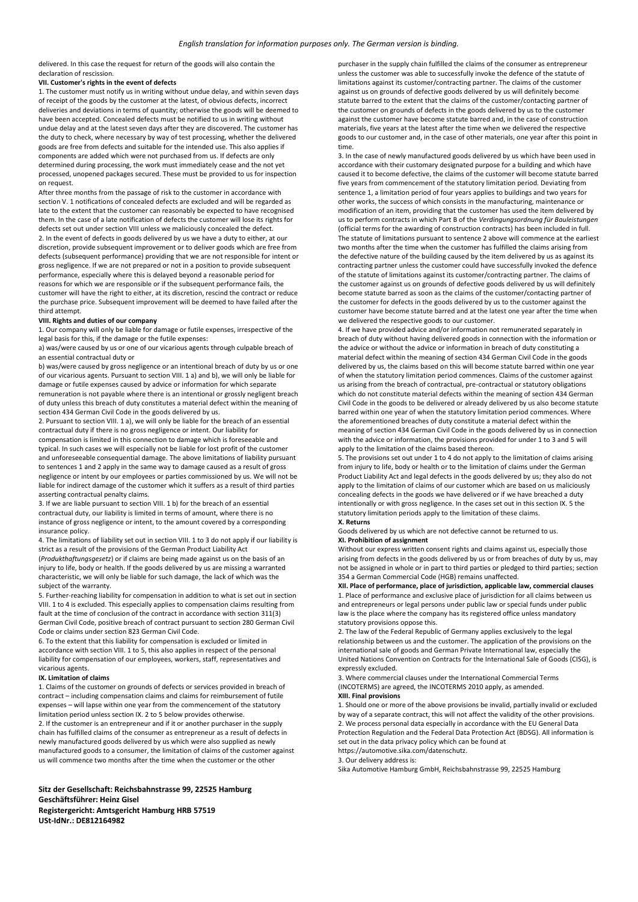delivered. In this case the request for return of the goods will also contain the declaration of rescission.

**VII. Customer's rights in the event of defects**

1. The customer must notify us in writing without undue delay, and within seven days of receipt of the goods by the customer at the latest, of obvious defects, incorrect deliveries and deviations in terms of quantity; otherwise the goods will be deemed to have been accepted. Concealed defects must be notified to us in writing without undue delay and at the latest seven days after they are discovered. The customer has the duty to check, where necessary by way of test processing, whether the delivered goods are free from defects and suitable for the intended use. This also applies if components are added which were not purchased from us. If defects are only determined during processing, the work must immediately cease and the not yet processed, unopened packages secured. These must be provided to us for inspection on request.

After three months from the passage of risk to the customer in accordance with section V. 1 notifications of concealed defects are excluded and will be regarded as late to the extent that the customer can reasonably be expected to have recognised them. In the case of a late notification of defects the customer will lose its rights for defects set out under section VIII unless we maliciously concealed the defect.

2. In the event of defects in goods delivered by us we have a duty to either, at our discretion, provide subsequent improvement or to deliver goods which are free from defects (subsequent performance) providing that we are not responsible for intent or gross negligence. If we are not prepared or not in a position to provide subsequent performance, especially where this is delayed beyond a reasonable period for reasons for which we are responsible or if the subsequent performance fails, the customer will have the right to either, at its discretion, rescind the contract or reduce the purchase price. Subsequent improvement will be deemed to have failed after the third attempt.

**VIII. Rights and duties of our company**

1. Our company will only be liable for damage or futile expenses, irrespective of the legal basis for this, if the damage or the futile expenses:

a) was/were caused by us or one of our vicarious agents through culpable breach of an essential contractual duty or

b) was/were caused by gross negligence or an intentional breach of duty by us or one of our vicarious agents. Pursuant to section VIII. 1 a) and b), we will only be liable for damage or futile expenses caused by advice or information for which separate remuneration is not payable where there is an intentional or grossly negligent breach of duty unless this breach of duty constitutes a material defect within the meaning of section 434 German Civil Code in the goods delivered by us.

2. Pursuant to section VIII. 1 a), we will only be liable for the breach of an essential contractual duty if there is no gross negligence or intent. Our liability for compensation is limited in this connection to damage which is foreseeable and typical. In such cases we will especially not be liable for lost profit of the customer and unforeseeable consequential damage. The above limitations of liability pursuant to sentences 1 and 2 apply in the same way to damage caused as a result of gross negligence or intent by our employees or parties commissioned by us. We will not be liable for indirect damage of the customer which it suffers as a result of third parties asserting contractual penalty claims.

3. If we are liable pursuant to section VIII. 1 b) for the breach of an essential contractual duty, our liability is limited in terms of amount, where there is no instance of gross negligence or intent, to the amount covered by a corresponding insurance policy.

4. The limitations of liability set out in section VIII. 1 to 3 do not apply if our liability is strict as a result of the provisions of the German Product Liability Act (*Produkthaftungsgesetz*) or if claims are being made against us on the basis of an injury to life, body or health. If the goods delivered by us are missing a warranted characteristic, we will only be liable for such damage, the lack of which was the subject of the warranty.

5. Further-reaching liability for compensation in addition to what is set out in section VIII. 1 to 4 is excluded. This especially applies to compensation claims resulting from fault at the time of conclusion of the contract in accordance with section 311(3) German Civil Code, positive breach of contract pursuant to section 280 German Civil Code or claims under section 823 German Civil Code.

6. To the extent that this liability for compensation is excluded or limited in accordance with section VIII. 1 to 5, this also applies in respect of the personal liability for compensation of our employees, workers, staff, representatives and vicarious agents.

**IX. Limitation of claims**

1. Claims of the customer on grounds of defects or services provided in breach of contract – including compensation claims and claims for reimbursement of futile expenses – will lapse within one year from the commencement of the statutory limitation period unless section IX. 2 to 5 below provides otherwise.

2. If the customer is an entrepreneur and if it or another purchaser in the supply chain has fulfilled claims of the consumer as entrepreneur as a result of defects in newly manufactured goods delivered by us which were also supplied as newly manufactured goods to a consumer, the limitation of claims of the customer against us will commence two months after the time when the customer or the other purchaser in the supply chain fulfilled the claims of the consumer as entrepreneur unless the customer was able to successfully invoke the defence of the statute of limitations against its customer/contracting partner. The claims of the customer against us on grounds of defective goods delivered by us will definitely become statute barred to the extent that the claims of the customer/contacting partner of the customer on grounds of defects in the goods delivered by us to the customer against the customer have become statute barred and, in the case of construction materials, five years at the latest after the time when we delivered the respective goods to our customer and, in the case of other materials, one year after this point in time.

3. In the case of newly manufactured goods delivered by us which have been used in accordance with their customary designated purpose for a building and which have caused it to become defective, the claims of the customer will become statute barred five years from commencement of the statutory limitation period. Deviating from sentence 1, a limitation period of four years applies to buildings and two years for other works, the success of which consists in the manufacturing, maintenance or modification of an item, providing that the customer has used the item delivered by us to perform contracts in which Part B of the *Verdingungsordnung für Bauleistungen* (official terms for the awarding of construction contracts) has been included in full. The statute of limitations pursuant to sentence 2 above will commence at the earliest two months after the time when the customer has fulfilled the claims arising from the defective nature of the building caused by the item delivered by us as against its contracting partner unless the customer could have successfully invoked the defence of the statute of limitations against its customer/contracting partner. The claims of the customer against us on grounds of defective goods delivered by us will definitely become statute barred as soon as the claims of the customer/contacting partner of the customer for defects in the goods delivered by us to the customer against the customer have become statute barred and at the latest one year after the time when we delivered the respective goods to our customer.

4. If we have provided advice and/or information not remunerated separately in breach of duty without having delivered goods in connection with the information or the advice or without the advice or information in breach of duty constituting a material defect within the meaning of section 434 German Civil Code in the goods delivered by us, the claims based on this will become statute barred within one year of when the statutory limitation period commences. Claims of the customer against us arising from the breach of contractual, pre-contractual or statutory obligations which do not constitute material defects within the meaning of section 434 German Civil Code in the goods to be delivered or already delivered by us also become statute barred within one year of when the statutory limitation period commences. Where the aforementioned breaches of duty constitute a material defect within the meaning of section 434 German Civil Code in the goods delivered by us in connection with the advice or information, the provisions provided for under 1 to 3 and 5 will apply to the limitation of the claims based thereon.

5. The provisions set out under 1 to 4 do not apply to the limitation of claims arising from injury to life, body or health or to the limitation of claims under the German Product Liability Act and legal defects in the goods delivered by us; they also do not apply to the limitation of claims of our customer which are based on us maliciously concealing defects in the goods we have delivered or if we have breached a duty intentionally or with gross negligence. In the cases set out in this section IX. 5 the statutory limitation periods apply to the limitation of these claims.

**X. Returns**

Goods delivered by us which are not defective cannot be returned to us.

**XI. Prohibition of assignment**

Without our express written consent rights and claims against us, especially those arising from defects in the goods delivered by us or from breaches of duty by us, may not be assigned in whole or in part to third parties or pledged to third parties; section 354 a German Commercial Code (HGB) remains unaffected.

**XII. Place of performance, place of jurisdiction, applicable law, commercial clauses**

1. Place of performance and exclusive place of jurisdiction for all claims between us and entrepreneurs or legal persons under public law or special funds under public law is the place where the company has its registered office unless mandatory statutory provisions oppose this.

2. The law of the Federal Republic of Germany applies exclusively to the legal relationship between us and the customer. The application of the provisions on the international sale of goods and German Private International law, especially the United Nations Convention on Contracts for the International Sale of Goods (CISG), is expressly excluded.

3. Where commercial clauses under the International Commercial Terms (INCOTERMS) are agreed, the INCOTERMS 2010 apply, as amended.

**XIII. Final provisions**

1. Should one or more of the above provisions be invalid, partially invalid or excluded by way of a separate contract, this will not affect the validity of the other provisions.

2. We process personal data especially in accordance with the EU General Data Protection Regulation and the Federal Data Protection Act (BDSG). All information is set out in the data privacy policy which can be found at https://automotive.sika.com/datenschutz.

3. Our delivery address is:

Sika Automotive Hamburg GmbH, Reichsbahnstrasse 99, 22525 Hamburg

**Sitz der Gesellschaft: Reichsbahnstrasse 99, 22525 Hamburg**
**Geschäftsführer: Heinz Gisel**
**Registergericht: Amtsgericht Hamburg HRB 57519**
**USt-IdNr.: DE812164982**